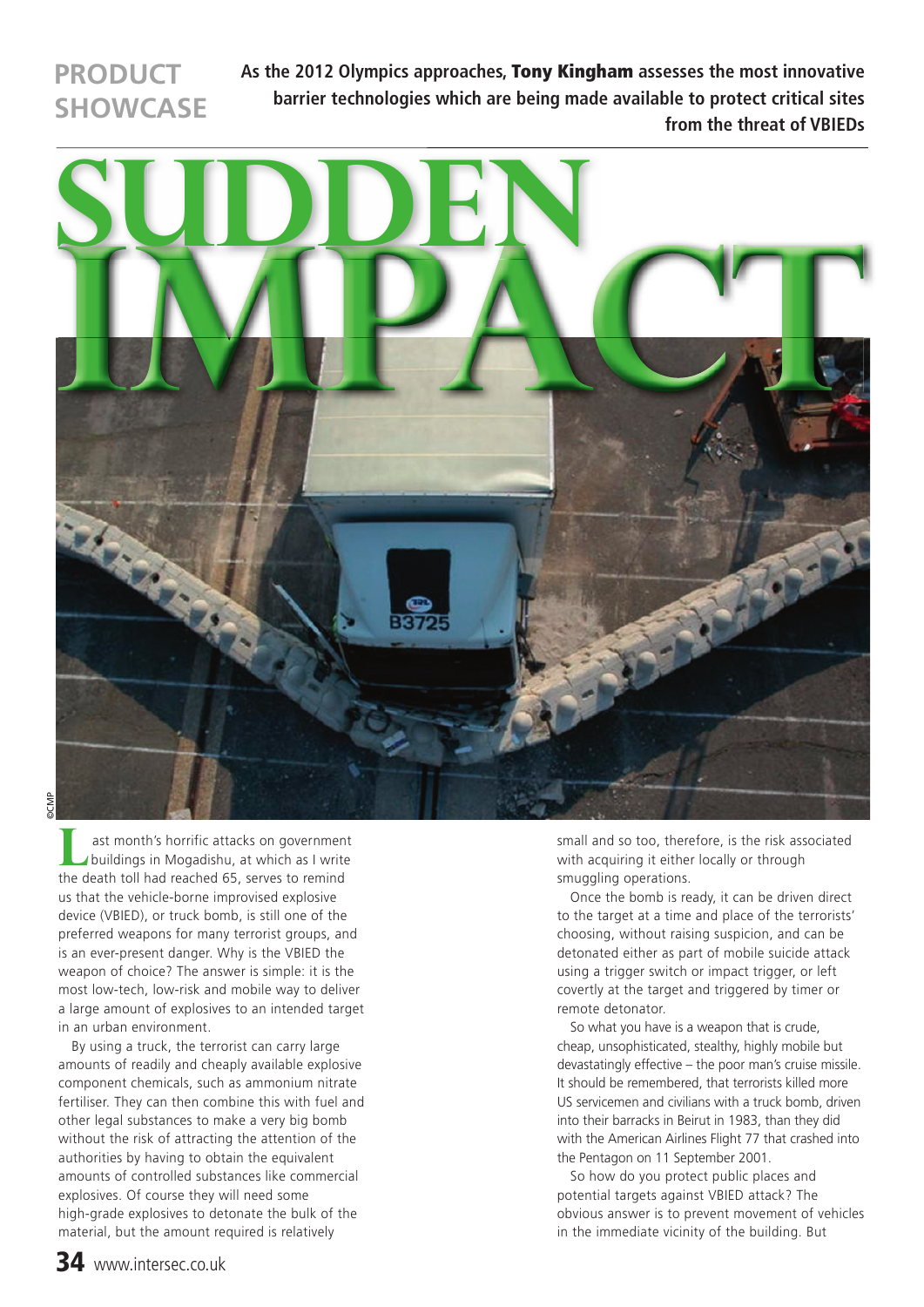PRODUCT SHOWCASE

**As the 2012 Olympics approaches, Tony Kingham assesses the most innovative barrier technologies which are being made available to protect critical sites from the threat of VBIEDs**

# SUDDEN IMPACT

©CMP

Last month's horrific attacks on government buildings in Mogadishu, at which as I write the death toll had reached 65, serves to remind us that the vehicle-borne improvised explosive device (VBIED), or truck bomb, is still one of the preferred weapons for many terrorist groups, and is an ever-present danger. Why is the VBIED the weapon of choice? The answer is simple: it is the most low-tech, low-risk and mobile way to deliver a large amount of explosives to an intended target in an urban environment.

By using a truck, the terrorist can carry large amounts of readily and cheaply available explosive component chemicals, such as ammonium nitrate fertiliser. They can then combine this with fuel and other legal substances to make a very big bomb without the risk of attracting the attention of the authorities by having to obtain the equivalent amounts of controlled substances like commercial explosives. Of course they will need some high-grade explosives to detonate the bulk of the material, but the amount required is relatively small and so too, therefore, is the risk associated with acquiring it either locally or through smuggling operations.

Once the bomb is ready, it can be driven direct to the target at a time and place of the terrorists' choosing, without raising suspicion, and can be detonated either as part of mobile suicide attack using a trigger switch or impact trigger, or left covertly at the target and triggered by timer or remote detonator.

So what you have is a weapon that is crude, cheap, unsophisticated, stealthy, highly mobile but devastatingly effective – the poor man's cruise missile. It should be remembered, that terrorists killed more US servicemen and civilians with a truck bomb, driven into their barracks in Beirut in 1983, than they did with the American Airlines Flight 77 that crashed into the Pentagon on 11 September 2001.

So how do you protect public places and potential targets against VBIED attack? The obvious answer is to prevent movement of vehicles in the immediate vicinity of the building. But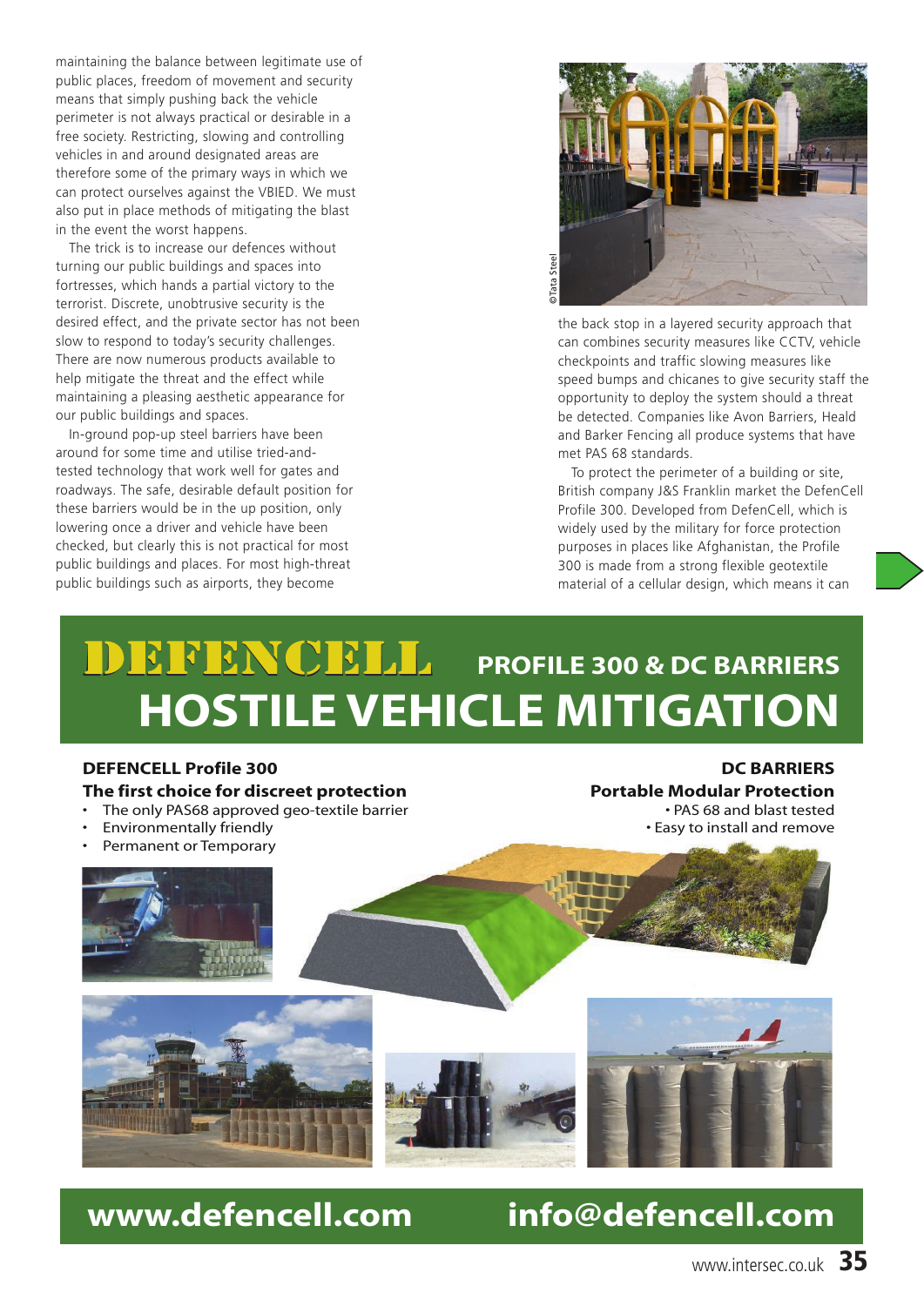maintaining the balance between legitimate use of public places, freedom of movement and security means that simply pushing back the vehicle perimeter is not always practical or desirable in a free society. Restricting, slowing and controlling vehicles in and around designated areas are therefore some of the primary ways in which we can protect ourselves against the VBIED. We must also put in place methods of mitigating the blast in the event the worst happens.

The trick is to increase our defences without turning our public buildings and spaces into fortresses, which hands a partial victory to the terrorist. Discrete, unobtrusive security is the desired effect, and the private sector has not been slow to respond to today's security challenges. There are now numerous products available to help mitigate the threat and the effect while maintaining a pleasing aesthetic appearance for our public buildings and spaces.

In-ground pop-up steel barriers have been around for some time and utilise tried-and-tested technology that work well for gates and roadways. The safe, desirable default position for these barriers would be in the up position, only lowering once a driver and vehicle have been checked, but clearly this is not practical for most public buildings and places. For most high-threat public buildings such as airports, they become the back stop in a layered security approach that can combines security measures like CCTV, vehicle checkpoints and traffic slowing measures like speed bumps and chicanes to give security staff the opportunity to deploy the system should a threat be detected. Companies like Avon Barriers, Heald and Barker Fencing all produce systems that have met PAS 68 standards.

©Tata Steel

To protect the perimeter of a building or site, British company J&S Franklin market the DefenCell Profile 300. Developed from DefenCell, which is widely used by the military for force protection purposes in places like Afghanistan, the Profile 300 is made from a strong flexible geotextile material of a cellular design, which means it can

# DEFENCELL PROFILE 300 & DC BARRIERS
# HOSTILE VEHICLE MITIGATION

**DEFENCELL Profile 300**
**The first choice for discreet protection**
- The only PAS68 approved geo-textile barrier
- Environmentally friendly
- Permanent or Temporary

**DC BARRIERS**
**Portable Modular Protection**
- PAS 68 and blast tested
- Easy to install and remove

**www.defencell.com** **info@defencell.com**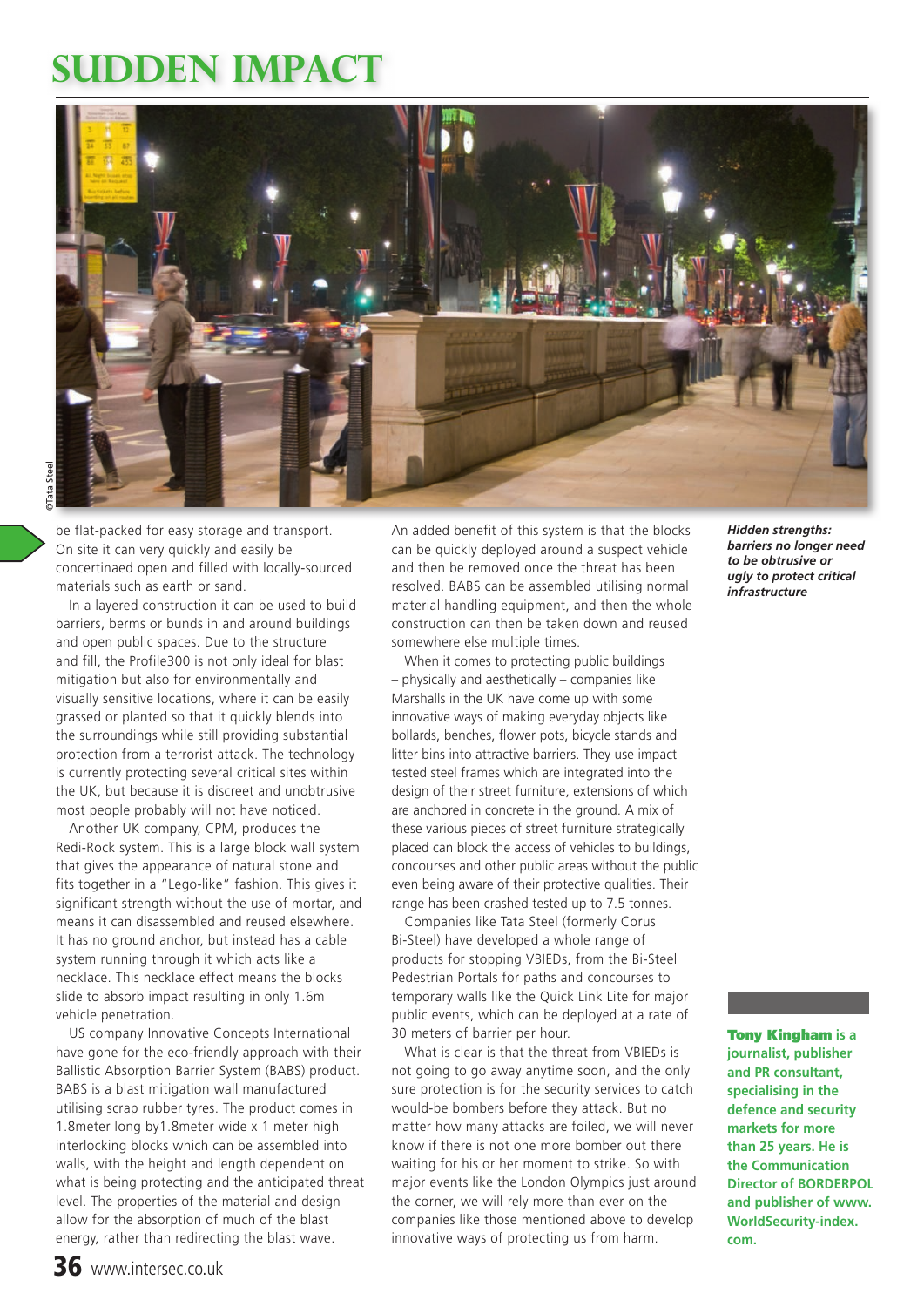# SUDDEN IMPACT

©Tata Steel

*Hidden strengths: barriers no longer need to be obtrusive or ugly to protect critical infrastructure*

be flat-packed for easy storage and transport. On site it can very quickly and easily be concertinaed open and filled with locally-sourced materials such as earth or sand.

In a layered construction it can be used to build barriers, berms or bunds in and around buildings and open public spaces. Due to the structure and fill, the Profile300 is not only ideal for blast mitigation but also for environmentally and visually sensitive locations, where it can be easily grassed or planted so that it quickly blends into the surroundings while still providing substantial protection from a terrorist attack. The technology is currently protecting several critical sites within the UK, but because it is discreet and unobtrusive most people probably will not have noticed.

Another UK company, CPM, produces the Redi-Rock system. This is a large block wall system that gives the appearance of natural stone and fits together in a "Lego-like" fashion. This gives it significant strength without the use of mortar, and means it can disassembled and reused elsewhere. It has no ground anchor, but instead has a cable system running through it which acts like a necklace. This necklace effect means the blocks slide to absorb impact resulting in only 1.6m vehicle penetration.

US company Innovative Concepts International have gone for the eco-friendly approach with their Ballistic Absorption Barrier System (BABS) product. BABS is a blast mitigation wall manufactured utilising scrap rubber tyres. The product comes in 1.8meter long by1.8meter wide x 1 meter high interlocking blocks which can be assembled into walls, with the height and length dependent on what is being protecting and the anticipated threat level. The properties of the material and design allow for the absorption of much of the blast energy, rather than redirecting the blast wave.

An added benefit of this system is that the blocks can be quickly deployed around a suspect vehicle and then be removed once the threat has been resolved. BABS can be assembled utilising normal material handling equipment, and then the whole construction can then be taken down and reused somewhere else multiple times.

When it comes to protecting public buildings – physically and aesthetically – companies like Marshalls in the UK have come up with some innovative ways of making everyday objects like bollards, benches, flower pots, bicycle stands and litter bins into attractive barriers. They use impact tested steel frames which are integrated into the design of their street furniture, extensions of which are anchored in concrete in the ground. A mix of these various pieces of street furniture strategically placed can block the access of vehicles to buildings, concourses and other public areas without the public even being aware of their protective qualities. Their range has been crashed tested up to 7.5 tonnes.

Companies like Tata Steel (formerly Corus Bi-Steel) have developed a whole range of products for stopping VBIEDs, from the Bi-Steel Pedestrian Portals for paths and concourses to temporary walls like the Quick Link Lite for major public events, which can be deployed at a rate of 30 meters of barrier per hour.

What is clear is that the threat from VBIEDs is not going to go away anytime soon, and the only sure protection is for the security services to catch would-be bombers before they attack. But no matter how many attacks are foiled, we will never know if there is not one more bomber out there waiting for his or her moment to strike. So with major events like the London Olympics just around the corner, we will rely more than ever on the companies like those mentioned above to develop innovative ways of protecting us from harm.

**Tony Kingham is a journalist, publisher and PR consultant, specialising in the defence and security markets for more than 25 years. He is the Communication Director of BORDERPOL and publisher of www.WorldSecurity-index.com.**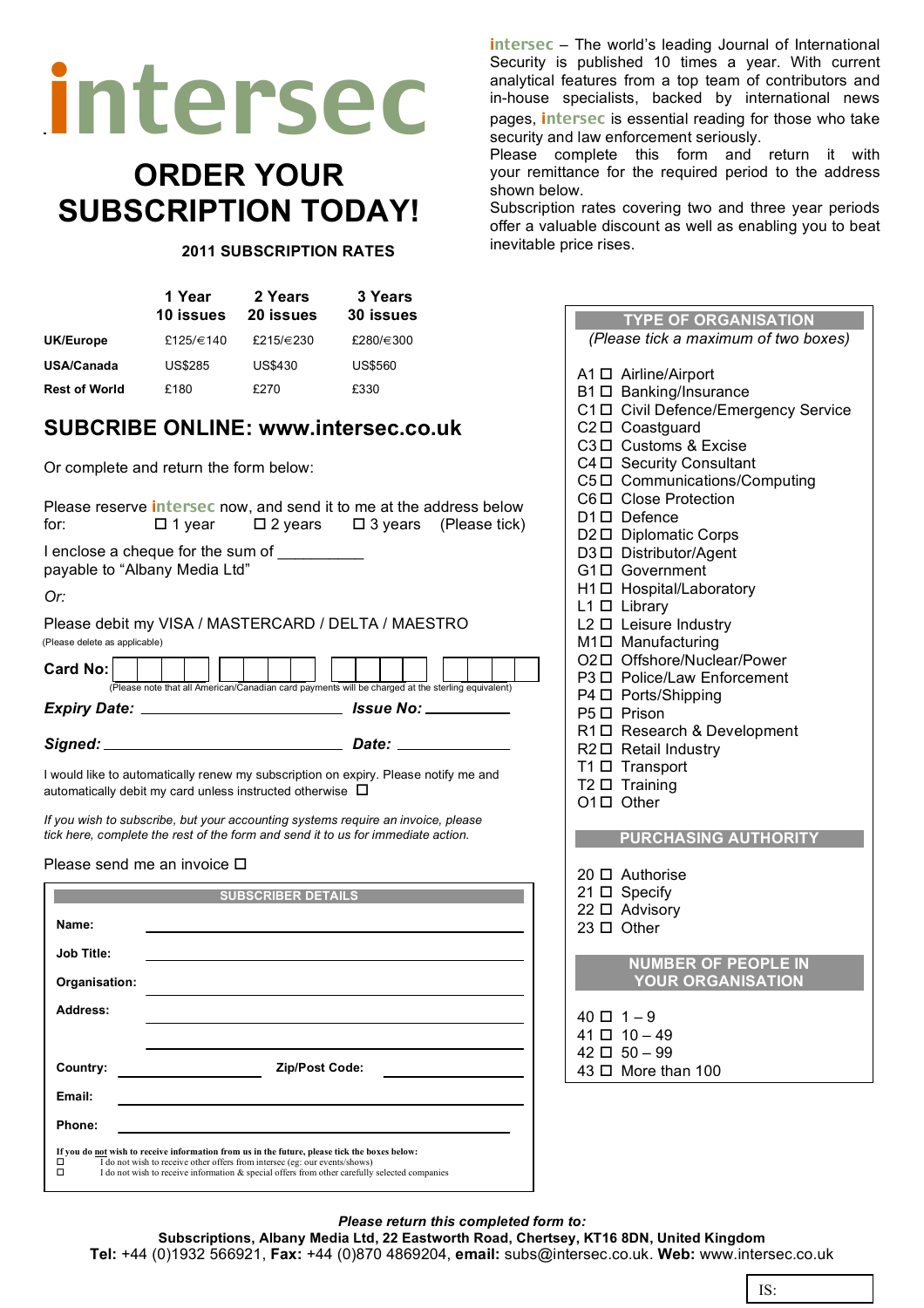# intersec

## ORDER YOUR SUBSCRIPTION TODAY!

**2011 SUBSCRIPTION RATES**

| | 1 Year 10 issues | 2 Years 20 issues | 3 Years 30 issues |
|---|---|---|---|
| **UK/Europe** | £125/€140 | £215/€230 | £280/€300 |
| **USA/Canada** | US$285 | US$430 | US$560 |
| **Rest of World** | £180 | £270 | £330 |

intersec – The world's leading Journal of International Security is published 10 times a year. With current analytical features from a top team of contributors and in-house specialists, backed by international news pages, intersec is essential reading for those who take security and law enforcement seriously.

Please complete this form and return it with your remittance for the required period to the address shown below.

Subscription rates covering two and three year periods offer a valuable discount as well as enabling you to beat inevitable price rises.

## SUBCRIBE ONLINE: www.intersec.co.uk

Or complete and return the form below:

Please reserve intersec now, and send it to me at the address below for: ☐ 1 year ☐ 2 years ☐ 3 years (Please tick)

I enclose a cheque for the sum of __________ payable to "Albany Media Ltd"

*Or:*

Please debit my VISA / MASTERCARD / DELTA / MAESTRO
(Please delete as applicable)

**Card No:**
(Please note that all American/Canadian card payments will be charged at the sterling equivalent)

***Expiry Date:*** ______________ ***Issue No:*** __________

***Signed:*** ______________ ***Date:*** __________

I would like to automatically renew my subscription on expiry. Please notify me and automatically debit my card unless instructed otherwise ☐

*If you wish to subscribe, but your accounting systems require an invoice, please tick here, complete the rest of the form and send it to us for immediate action.*

Please send me an invoice ☐

**SUBSCRIBER DETAILS**

**Name:**

**Job Title:**

**Organisation:**

**Address:**

**Country:** **Zip/Post Code:**

**Email:**

**Phone:**

**If you do not wish to receive information from us in the future, please tick the boxes below:**
- ☐ I do not wish to receive other offers from intersec (eg: our events/shows)
- ☐ I do not wish to receive information & special offers from other carefully selected companies

**TYPE OF ORGANISATION**
*(Please tick a maximum of two boxes)*

- A1 ☐ Airline/Airport
- B1 ☐ Banking/Insurance
- C1 ☐ Civil Defence/Emergency Service
- C2 ☐ Coastguard
- C3 ☐ Customs & Excise
- C4 ☐ Security Consultant
- C5 ☐ Communications/Computing
- C6 ☐ Close Protection
- D1 ☐ Defence
- D2 ☐ Diplomatic Corps
- D3 ☐ Distributor/Agent
- G1 ☐ Government
- H1 ☐ Hospital/Laboratory
- L1 ☐ Library
- L2 ☐ Leisure Industry
- M1 ☐ Manufacturing
- O2 ☐ Offshore/Nuclear/Power
- P3 ☐ Police/Law Enforcement
- P4 ☐ Ports/Shipping
- P5 ☐ Prison
- R1 ☐ Research & Development
- R2 ☐ Retail Industry
- T1 ☐ Transport
- T2 ☐ Training
- O1 ☐ Other

**PURCHASING AUTHORITY**

- 20 ☐ Authorise
- 21 ☐ Specify
- 22 ☐ Advisory
- 23 ☐ Other

**NUMBER OF PEOPLE IN YOUR ORGANISATION**

- 40 ☐ 1 – 9
- 41 ☐ 10 – 49
- 42 ☐ 50 – 99
- 43 ☐ More than 100

***Please return this completed form to:***
**Subscriptions, Albany Media Ltd, 22 Eastworth Road, Chertsey, KT16 8DN, United Kingdom**
**Tel:** +44 (0)1932 566921, **Fax:** +44 (0)870 4869204, **email:** subs@intersec.co.uk. **Web:** www.intersec.co.uk

IS: